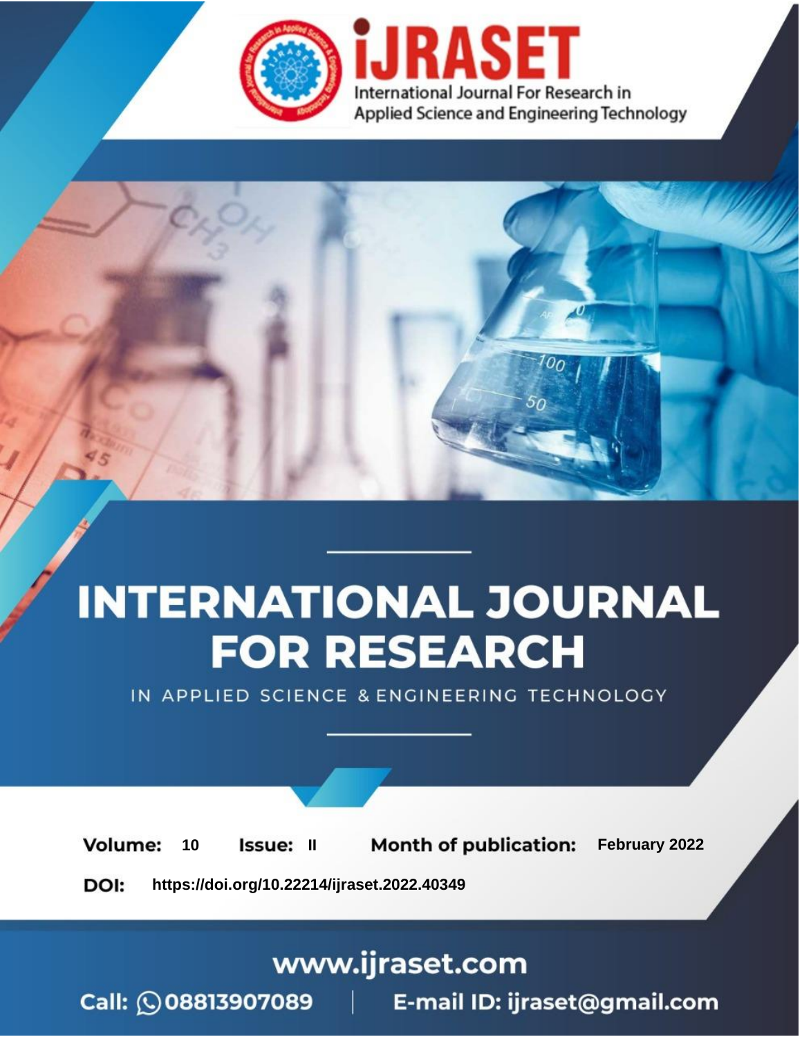iJRASET

International Journal For Research in Applied Science and Engineering Technology

# INTERNATIONAL JOURNAL FOR RESEARCH

IN APPLIED SCIENCE & ENGINEERING TECHNOLOGY

**Volume:** 10 **Issue:** II **Month of publication:** February 2022

**DOI:** https://doi.org/10.22214/ijraset.2022.40349

www.ijraset.com

Call: 08813907089 | E-mail ID: ijraset@gmail.com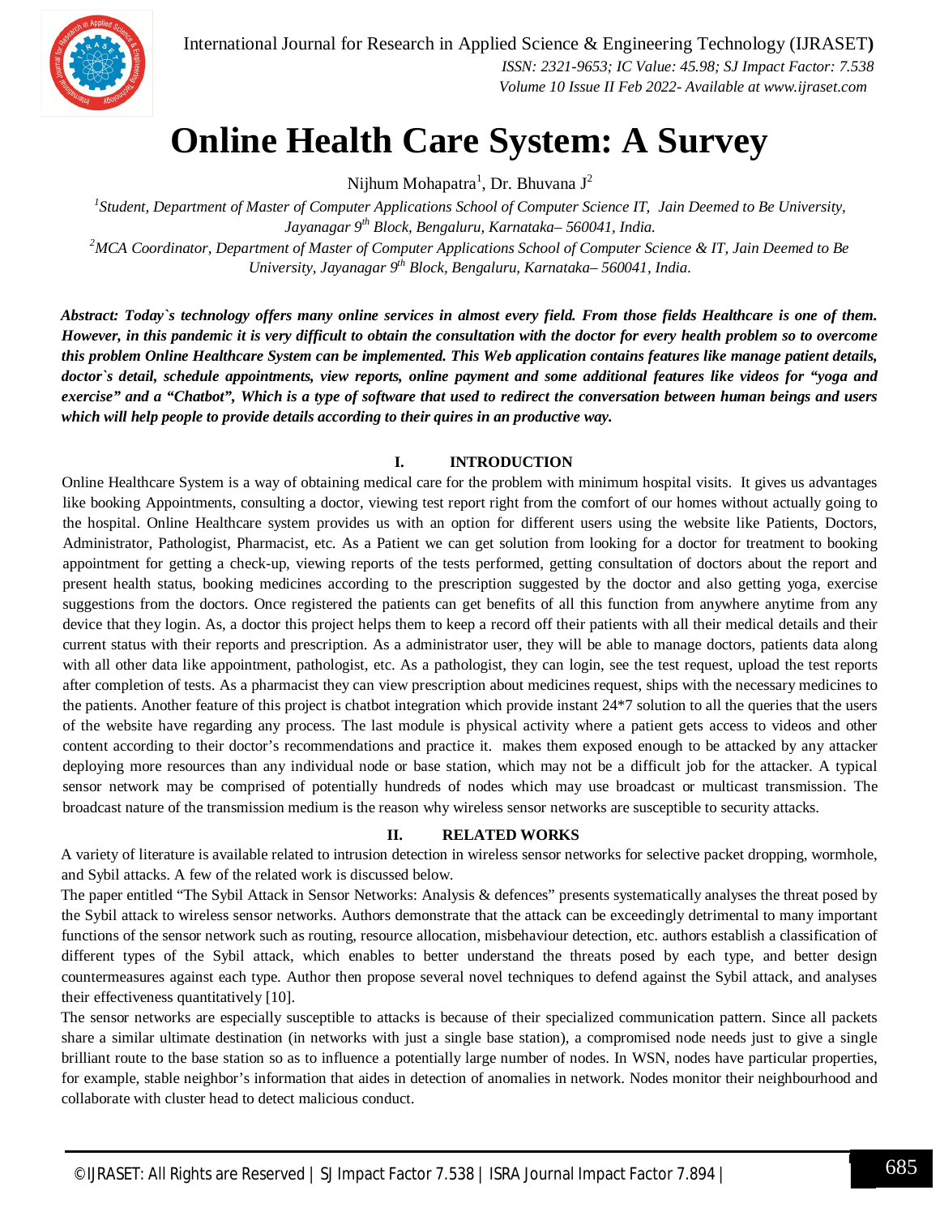# Online Health Care System: A Survey

Nijhum Mohapatra[1], Dr. Bhuvana J[2]

[1]*Student, Department of Master of Computer Applications School of Computer Science IT, Jain Deemed to Be University, Jayanagar 9th Block, Bengaluru, Karnataka– 560041, India.*

[2]*MCA Coordinator, Department of Master of Computer Applications School of Computer Science & IT, Jain Deemed to Be University, Jayanagar 9th Block, Bengaluru, Karnataka– 560041, India.*

***Abstract: Today`s technology offers many online services in almost every field. From those fields Healthcare is one of them. However, in this pandemic it is very difficult to obtain the consultation with the doctor for every health problem so to overcome this problem Online Healthcare System can be implemented. This Web application contains features like manage patient details, doctor`s detail, schedule appointments, view reports, online payment and some additional features like videos for "yoga and exercise" and a "Chatbot", Which is a type of software that used to redirect the conversation between human beings and users which will help people to provide details according to their quires in an productive way.***

## I. INTRODUCTION

Online Healthcare System is a way of obtaining medical care for the problem with minimum hospital visits. It gives us advantages like booking Appointments, consulting a doctor, viewing test report right from the comfort of our homes without actually going to the hospital. Online Healthcare system provides us with an option for different users using the website like Patients, Doctors, Administrator, Pathologist, Pharmacist, etc. As a Patient we can get solution from looking for a doctor for treatment to booking appointment for getting a check-up, viewing reports of the tests performed, getting consultation of doctors about the report and present health status, booking medicines according to the prescription suggested by the doctor and also getting yoga, exercise suggestions from the doctors. Once registered the patients can get benefits of all this function from anywhere anytime from any device that they login. As, a doctor this project helps them to keep a record off their patients with all their medical details and their current status with their reports and prescription. As a administrator user, they will be able to manage doctors, patients data along with all other data like appointment, pathologist, etc. As a pathologist, they can login, see the test request, upload the test reports after completion of tests. As a pharmacist they can view prescription about medicines request, ships with the necessary medicines to the patients. Another feature of this project is chatbot integration which provide instant 24*7 solution to all the queries that the users of the website have regarding any process. The last module is physical activity where a patient gets access to videos and other content according to their doctor's recommendations and practice it. makes them exposed enough to be attacked by any attacker deploying more resources than any individual node or base station, which may not be a difficult job for the attacker. A typical sensor network may be comprised of potentially hundreds of nodes which may use broadcast or multicast transmission. The broadcast nature of the transmission medium is the reason why wireless sensor networks are susceptible to security attacks.

## II. RELATED WORKS

A variety of literature is available related to intrusion detection in wireless sensor networks for selective packet dropping, wormhole, and Sybil attacks. A few of the related work is discussed below.

The paper entitled "The Sybil Attack in Sensor Networks: Analysis & defences" presents systematically analyses the threat posed by the Sybil attack to wireless sensor networks. Authors demonstrate that the attack can be exceedingly detrimental to many important functions of the sensor network such as routing, resource allocation, misbehaviour detection, etc. authors establish a classification of different types of the Sybil attack, which enables to better understand the threats posed by each type, and better design countermeasures against each type. Author then propose several novel techniques to defend against the Sybil attack, and analyses their effectiveness quantitatively [10].

The sensor networks are especially susceptible to attacks is because of their specialized communication pattern. Since all packets share a similar ultimate destination (in networks with just a single base station), a compromised node needs just to give a single brilliant route to the base station so as to influence a potentially large number of nodes. In WSN, nodes have particular properties, for example, stable neighbor's information that aides in detection of anomalies in network. Nodes monitor their neighbourhood and collaborate with cluster head to detect malicious conduct.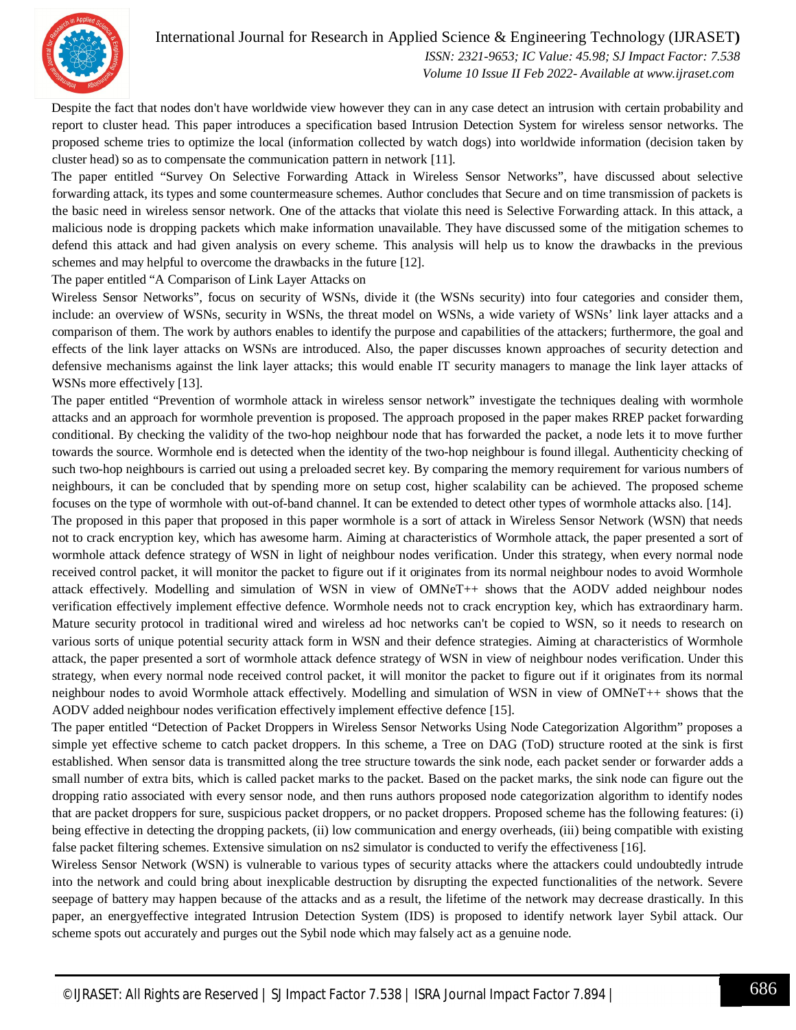Despite the fact that nodes don't have worldwide view however they can in any case detect an intrusion with certain probability and report to cluster head. This paper introduces a specification based Intrusion Detection System for wireless sensor networks. The proposed scheme tries to optimize the local (information collected by watch dogs) into worldwide information (decision taken by cluster head) so as to compensate the communication pattern in network [11].

The paper entitled "Survey On Selective Forwarding Attack in Wireless Sensor Networks", have discussed about selective forwarding attack, its types and some countermeasure schemes. Author concludes that Secure and on time transmission of packets is the basic need in wireless sensor network. One of the attacks that violate this need is Selective Forwarding attack. In this attack, a malicious node is dropping packets which make information unavailable. They have discussed some of the mitigation schemes to defend this attack and had given analysis on every scheme. This analysis will help us to know the drawbacks in the previous schemes and may helpful to overcome the drawbacks in the future [12].

The paper entitled "A Comparison of Link Layer Attacks on

Wireless Sensor Networks", focus on security of WSNs, divide it (the WSNs security) into four categories and consider them, include: an overview of WSNs, security in WSNs, the threat model on WSNs, a wide variety of WSNs' link layer attacks and a comparison of them. The work by authors enables to identify the purpose and capabilities of the attackers; furthermore, the goal and effects of the link layer attacks on WSNs are introduced. Also, the paper discusses known approaches of security detection and defensive mechanisms against the link layer attacks; this would enable IT security managers to manage the link layer attacks of WSNs more effectively [13].

The paper entitled "Prevention of wormhole attack in wireless sensor network" investigate the techniques dealing with wormhole attacks and an approach for wormhole prevention is proposed. The approach proposed in the paper makes RREP packet forwarding conditional. By checking the validity of the two-hop neighbour node that has forwarded the packet, a node lets it to move further towards the source. Wormhole end is detected when the identity of the two-hop neighbour is found illegal. Authenticity checking of such two-hop neighbours is carried out using a preloaded secret key. By comparing the memory requirement for various numbers of neighbours, it can be concluded that by spending more on setup cost, higher scalability can be achieved. The proposed scheme focuses on the type of wormhole with out-of-band channel. It can be extended to detect other types of wormhole attacks also. [14].

The proposed in this paper that proposed in this paper wormhole is a sort of attack in Wireless Sensor Network (WSN) that needs not to crack encryption key, which has awesome harm. Aiming at characteristics of Wormhole attack, the paper presented a sort of wormhole attack defence strategy of WSN in light of neighbour nodes verification. Under this strategy, when every normal node received control packet, it will monitor the packet to figure out if it originates from its normal neighbour nodes to avoid Wormhole attack effectively. Modelling and simulation of WSN in view of OMNeT++ shows that the AODV added neighbour nodes verification effectively implement effective defence. Wormhole needs not to crack encryption key, which has extraordinary harm. Mature security protocol in traditional wired and wireless ad hoc networks can't be copied to WSN, so it needs to research on various sorts of unique potential security attack form in WSN and their defence strategies. Aiming at characteristics of Wormhole attack, the paper presented a sort of wormhole attack defence strategy of WSN in view of neighbour nodes verification. Under this strategy, when every normal node received control packet, it will monitor the packet to figure out if it originates from its normal neighbour nodes to avoid Wormhole attack effectively. Modelling and simulation of WSN in view of OMNeT++ shows that the AODV added neighbour nodes verification effectively implement effective defence [15].

The paper entitled "Detection of Packet Droppers in Wireless Sensor Networks Using Node Categorization Algorithm" proposes a simple yet effective scheme to catch packet droppers. In this scheme, a Tree on DAG (ToD) structure rooted at the sink is first established. When sensor data is transmitted along the tree structure towards the sink node, each packet sender or forwarder adds a small number of extra bits, which is called packet marks to the packet. Based on the packet marks, the sink node can figure out the dropping ratio associated with every sensor node, and then runs authors proposed node categorization algorithm to identify nodes that are packet droppers for sure, suspicious packet droppers, or no packet droppers. Proposed scheme has the following features: (i) being effective in detecting the dropping packets, (ii) low communication and energy overheads, (iii) being compatible with existing false packet filtering schemes. Extensive simulation on ns2 simulator is conducted to verify the effectiveness [16].

Wireless Sensor Network (WSN) is vulnerable to various types of security attacks where the attackers could undoubtedly intrude into the network and could bring about inexplicable destruction by disrupting the expected functionalities of the network. Severe seepage of battery may happen because of the attacks and as a result, the lifetime of the network may decrease drastically. In this paper, an energyeffective integrated Intrusion Detection System (IDS) is proposed to identify network layer Sybil attack. Our scheme spots out accurately and purges out the Sybil node which may falsely act as a genuine node.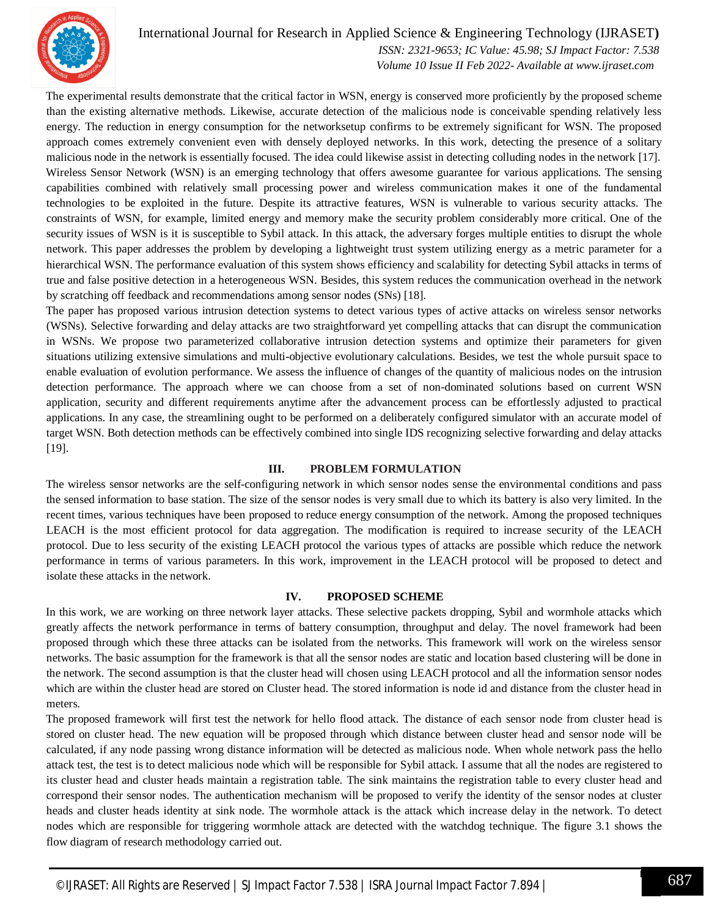The experimental results demonstrate that the critical factor in WSN, energy is conserved more proficiently by the proposed scheme than the existing alternative methods. Likewise, accurate detection of the malicious node is conceivable spending relatively less energy. The reduction in energy consumption for the networksetup confirms to be extremely significant for WSN. The proposed approach comes extremely convenient even with densely deployed networks. In this work, detecting the presence of a solitary malicious node in the network is essentially focused. The idea could likewise assist in detecting colluding nodes in the network [17].

Wireless Sensor Network (WSN) is an emerging technology that offers awesome guarantee for various applications. The sensing capabilities combined with relatively small processing power and wireless communication makes it one of the fundamental technologies to be exploited in the future. Despite its attractive features, WSN is vulnerable to various security attacks. The constraints of WSN, for example, limited energy and memory make the security problem considerably more critical. One of the security issues of WSN is it is susceptible to Sybil attack. In this attack, the adversary forges multiple entities to disrupt the whole network. This paper addresses the problem by developing a lightweight trust system utilizing energy as a metric parameter for a hierarchical WSN. The performance evaluation of this system shows efficiency and scalability for detecting Sybil attacks in terms of true and false positive detection in a heterogeneous WSN. Besides, this system reduces the communication overhead in the network by scratching off feedback and recommendations among sensor nodes (SNs) [18].

The paper has proposed various intrusion detection systems to detect various types of active attacks on wireless sensor networks (WSNs). Selective forwarding and delay attacks are two straightforward yet compelling attacks that can disrupt the communication in WSNs. We propose two parameterized collaborative intrusion detection systems and optimize their parameters for given situations utilizing extensive simulations and multi-objective evolutionary calculations. Besides, we test the whole pursuit space to enable evaluation of evolution performance. We assess the influence of changes of the quantity of malicious nodes on the intrusion detection performance. The approach where we can choose from a set of non-dominated solutions based on current WSN application, security and different requirements anytime after the advancement process can be effortlessly adjusted to practical applications. In any case, the streamlining ought to be performed on a deliberately configured simulator with an accurate model of target WSN. Both detection methods can be effectively combined into single IDS recognizing selective forwarding and delay attacks [19].

## III. PROBLEM FORMULATION

The wireless sensor networks are the self-configuring network in which sensor nodes sense the environmental conditions and pass the sensed information to base station. The size of the sensor nodes is very small due to which its battery is also very limited. In the recent times, various techniques have been proposed to reduce energy consumption of the network. Among the proposed techniques LEACH is the most efficient protocol for data aggregation. The modification is required to increase security of the LEACH protocol. Due to less security of the existing LEACH protocol the various types of attacks are possible which reduce the network performance in terms of various parameters. In this work, improvement in the LEACH protocol will be proposed to detect and isolate these attacks in the network.

## IV. PROPOSED SCHEME

In this work, we are working on three network layer attacks. These selective packets dropping, Sybil and wormhole attacks which greatly affects the network performance in terms of battery consumption, throughput and delay. The novel framework had been proposed through which these three attacks can be isolated from the networks. This framework will work on the wireless sensor networks. The basic assumption for the framework is that all the sensor nodes are static and location based clustering will be done in the network. The second assumption is that the cluster head will chosen using LEACH protocol and all the information sensor nodes which are within the cluster head are stored on Cluster head. The stored information is node id and distance from the cluster head in meters.

The proposed framework will first test the network for hello flood attack. The distance of each sensor node from cluster head is stored on cluster head. The new equation will be proposed through which distance between cluster head and sensor node will be calculated, if any node passing wrong distance information will be detected as malicious node. When whole network pass the hello attack test, the test is to detect malicious node which will be responsible for Sybil attack. I assume that all the nodes are registered to its cluster head and cluster heads maintain a registration table. The sink maintains the registration table to every cluster head and correspond their sensor nodes. The authentication mechanism will be proposed to verify the identity of the sensor nodes at cluster heads and cluster heads identity at sink node. The wormhole attack is the attack which increase delay in the network. To detect nodes which are responsible for triggering wormhole attack are detected with the watchdog technique. The figure 3.1 shows the flow diagram of research methodology carried out.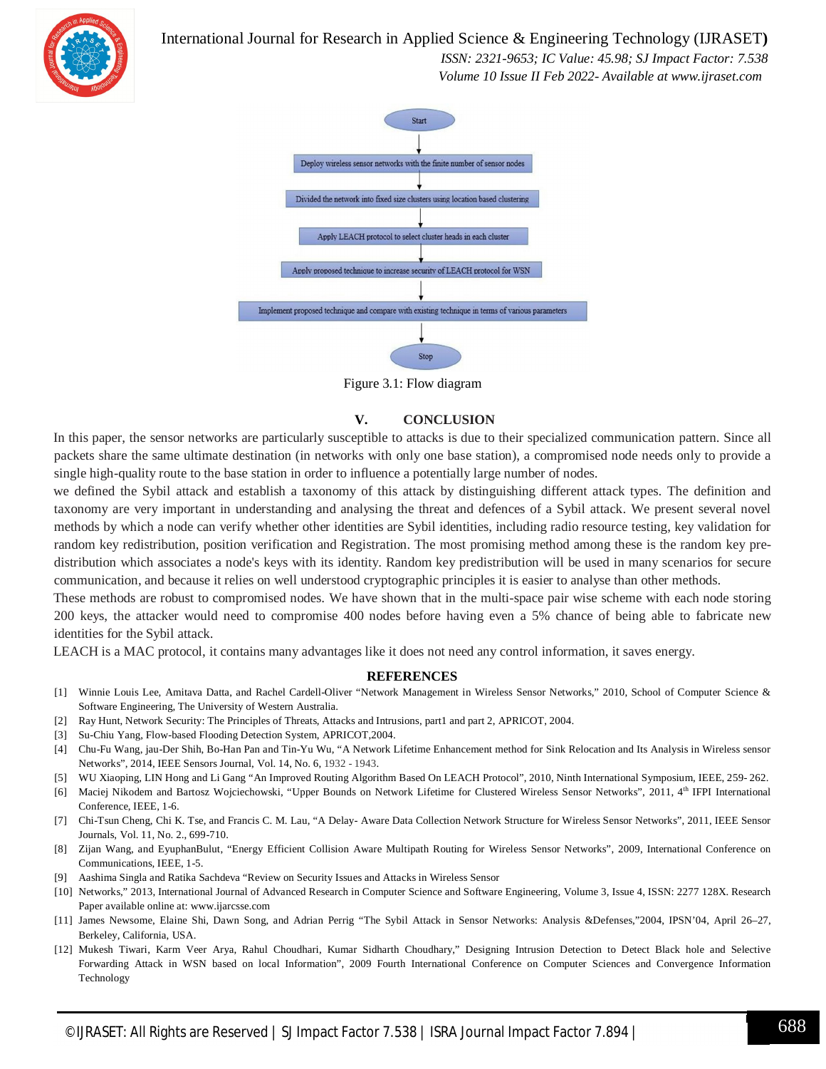Start

Deploy wireless sensor networks with the finite number of sensor nodes

Divided the network into fixed size clusters using location based clustering

Apply LEACH protocol to select cluster heads in each cluster

Apply proposed technique to increase security of LEACH protocol for WSN

Implement proposed technique and compare with existing technique in terms of various parameters

Stop

Figure 3.1: Flow diagram

## V. CONCLUSION

In this paper, the sensor networks are particularly susceptible to attacks is due to their specialized communication pattern. Since all packets share the same ultimate destination (in networks with only one base station), a compromised node needs only to provide a single high-quality route to the base station in order to influence a potentially large number of nodes.

we defined the Sybil attack and establish a taxonomy of this attack by distinguishing different attack types. The definition and taxonomy are very important in understanding and analysing the threat and defences of a Sybil attack. We present several novel methods by which a node can verify whether other identities are Sybil identities, including radio resource testing, key validation for random key redistribution, position verification and Registration. The most promising method among these is the random key pre-distribution which associates a node's keys with its identity. Random key predistribution will be used in many scenarios for secure communication, and because it relies on well understood cryptographic principles it is easier to analyse than other methods.

These methods are robust to compromised nodes. We have shown that in the multi-space pair wise scheme with each node storing 200 keys, the attacker would need to compromise 400 nodes before having even a 5% chance of being able to fabricate new identities for the Sybil attack.

LEACH is a MAC protocol, it contains many advantages like it does not need any control information, it saves energy.

## REFERENCES

[1] Winnie Louis Lee, Amitava Datta, and Rachel Cardell-Oliver "Network Management in Wireless Sensor Networks," 2010, School of Computer Science & Software Engineering, The University of Western Australia.

[2] Ray Hunt, Network Security: The Principles of Threats, Attacks and Intrusions, part1 and part 2, APRICOT, 2004.

[3] Su-Chiu Yang, Flow-based Flooding Detection System, APRICOT,2004.

[4] Chu-Fu Wang, jau-Der Shih, Bo-Han Pan and Tin-Yu Wu, "A Network Lifetime Enhancement method for Sink Relocation and Its Analysis in Wireless sensor Networks", 2014, IEEE Sensors Journal, Vol. 14, No. 6, 1932 - 1943.

[5] WU Xiaoping, LIN Hong and Li Gang "An Improved Routing Algorithm Based On LEACH Protocol", 2010, Ninth International Symposium, IEEE, 259- 262.

[6] Maciej Nikodem and Bartosz Wojciechowski, "Upper Bounds on Network Lifetime for Clustered Wireless Sensor Networks", 2011, 4th IFPI International Conference, IEEE, 1-6.

[7] Chi-Tsun Cheng, Chi K. Tse, and Francis C. M. Lau, "A Delay- Aware Data Collection Network Structure for Wireless Sensor Networks", 2011, IEEE Sensor Journals, Vol. 11, No. 2., 699-710.

[8] Zijan Wang, and EyuphanBulut, "Energy Efficient Collision Aware Multipath Routing for Wireless Sensor Networks", 2009, International Conference on Communications, IEEE, 1-5.

[9] Aashima Singla and Ratika Sachdeva "Review on Security Issues and Attacks in Wireless Sensor

[10] Networks," 2013, International Journal of Advanced Research in Computer Science and Software Engineering, Volume 3, Issue 4, ISSN: 2277 128X. Research Paper available online at: www.ijarcsse.com

[11] James Newsome, Elaine Shi, Dawn Song, and Adrian Perrig "The Sybil Attack in Sensor Networks: Analysis &Defenses,"2004, IPSN'04, April 26–27, Berkeley, California, USA.

[12] Mukesh Tiwari, Karm Veer Arya, Rahul Choudhari, Kumar Sidharth Choudhary," Designing Intrusion Detection to Detect Black hole and Selective Forwarding Attack in WSN based on local Information", 2009 Fourth International Conference on Computer Sciences and Convergence Information Technology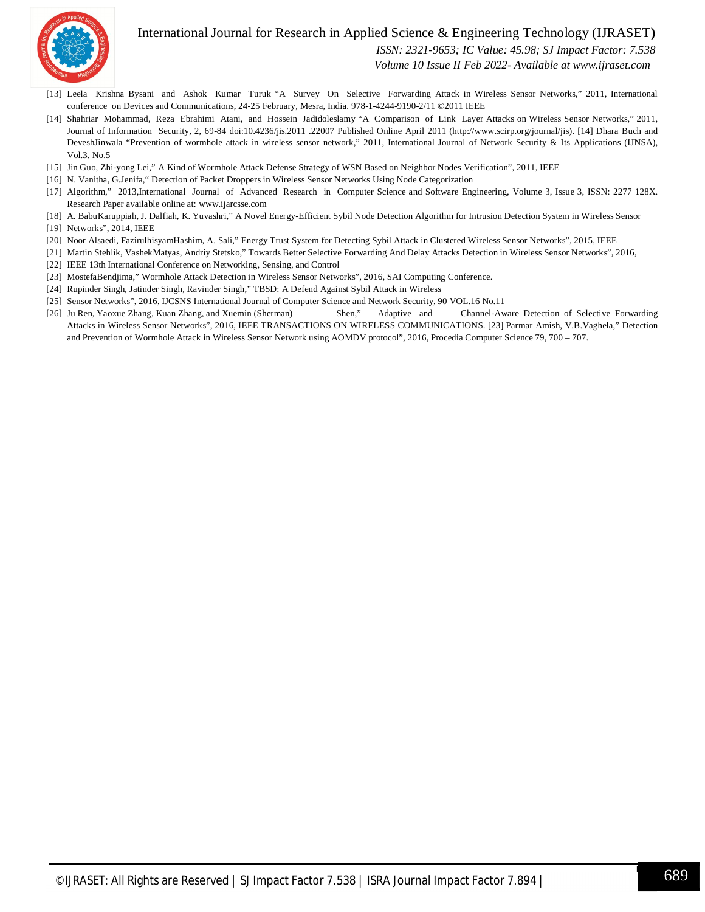[13] Leela Krishna Bysani and Ashok Kumar Turuk "A Survey On Selective Forwarding Attack in Wireless Sensor Networks," 2011, International conference on Devices and Communications, 24-25 February, Mesra, India. 978-1-4244-9190-2/11 ©2011 IEEE

[14] Shahriar Mohammad, Reza Ebrahimi Atani, and Hossein Jadidoleslamy "A Comparison of Link Layer Attacks on Wireless Sensor Networks," 2011, Journal of Information Security, 2, 69-84 doi:10.4236/jis.2011 .22007 Published Online April 2011 (http://www.scirp.org/journal/jis). [14] Dhara Buch and DeveshJinwala "Prevention of wormhole attack in wireless sensor network," 2011, International Journal of Network Security & Its Applications (IJNSA), Vol.3, No.5

[15] Jin Guo, Zhi-yong Lei," A Kind of Wormhole Attack Defense Strategy of WSN Based on Neighbor Nodes Verification", 2011, IEEE

[16] N. Vanitha, G.Jenifa," Detection of Packet Droppers in Wireless Sensor Networks Using Node Categorization

[17] Algorithm," 2013,International Journal of Advanced Research in Computer Science and Software Engineering, Volume 3, Issue 3, ISSN: 2277 128X. Research Paper available online at: www.ijarcsse.com

[18] A. BabuKaruppiah, J. Dalfiah, K. Yuvashri," A Novel Energy-Efficient Sybil Node Detection Algorithm for Intrusion Detection System in Wireless Sensor

[19] Networks", 2014, IEEE

[20] Noor Alsaedi, FazirulhisyamHashim, A. Sali," Energy Trust System for Detecting Sybil Attack in Clustered Wireless Sensor Networks", 2015, IEEE

[21] Martin Stehlik, VashekMatyas, Andriy Stetsko," Towards Better Selective Forwarding And Delay Attacks Detection in Wireless Sensor Networks", 2016,

[22] IEEE 13th International Conference on Networking, Sensing, and Control

[23] MostefaBendjima," Wormhole Attack Detection in Wireless Sensor Networks", 2016, SAI Computing Conference.

[24] Rupinder Singh, Jatinder Singh, Ravinder Singh," TBSD: A Defend Against Sybil Attack in Wireless

[25] Sensor Networks", 2016, IJCSNS International Journal of Computer Science and Network Security, 90 VOL.16 No.11

[26] Ju Ren, Yaoxue Zhang, Kuan Zhang, and Xuemin (Sherman) Shen," Adaptive and Channel-Aware Detection of Selective Forwarding Attacks in Wireless Sensor Networks", 2016, IEEE TRANSACTIONS ON WIRELESS COMMUNICATIONS. [23] Parmar Amish, V.B.Vaghela," Detection and Prevention of Wormhole Attack in Wireless Sensor Network using AOMDV protocol", 2016, Procedia Computer Science 79, 700 – 707.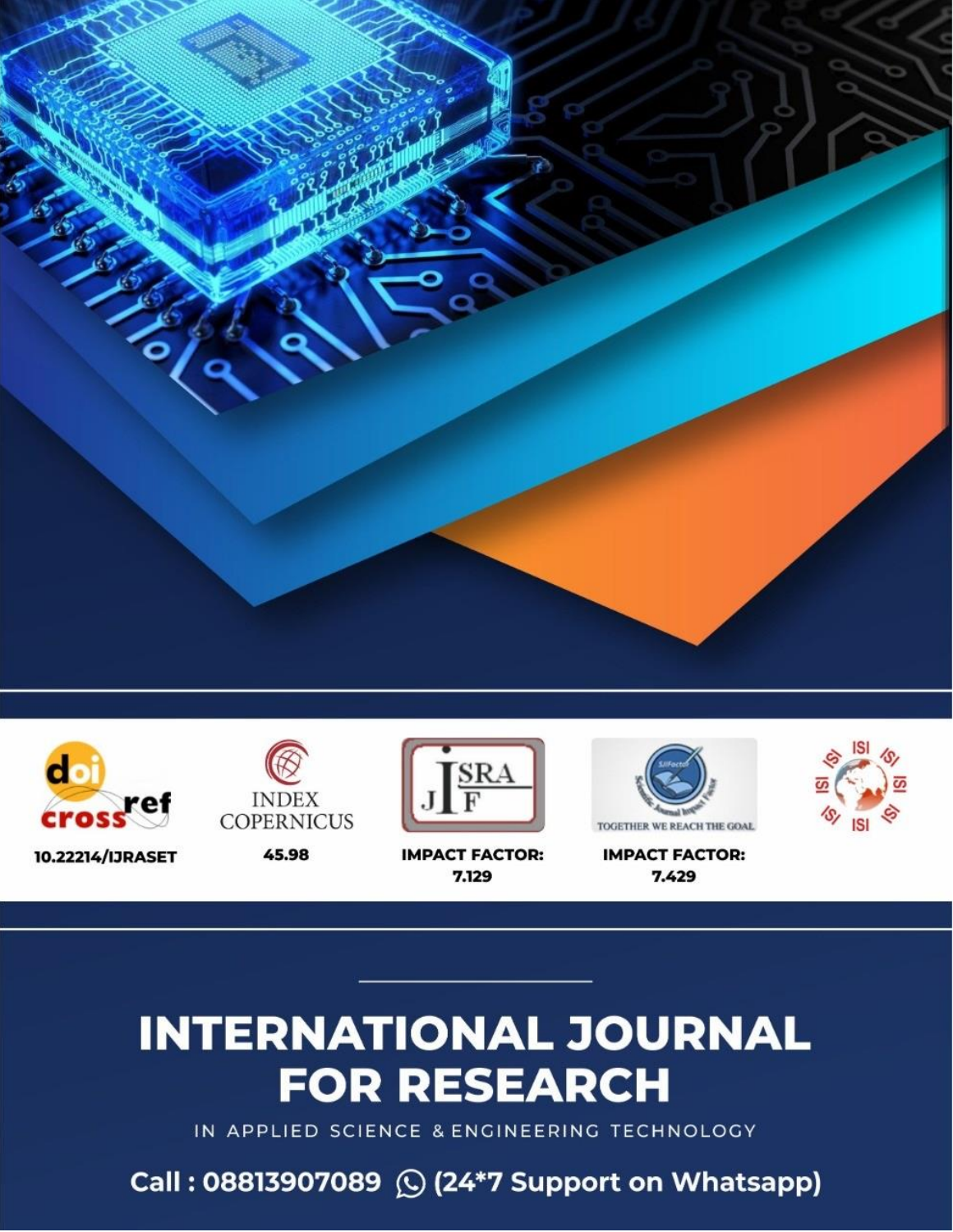10.22214/IJRASET

INDEX COPERNICUS

45.98

IMPACT FACTOR: 7.129

IMPACT FACTOR: 7.429

# INTERNATIONAL JOURNAL FOR RESEARCH

IN APPLIED SCIENCE & ENGINEERING TECHNOLOGY

Call : 08813907089 (24*7 Support on Whatsapp)